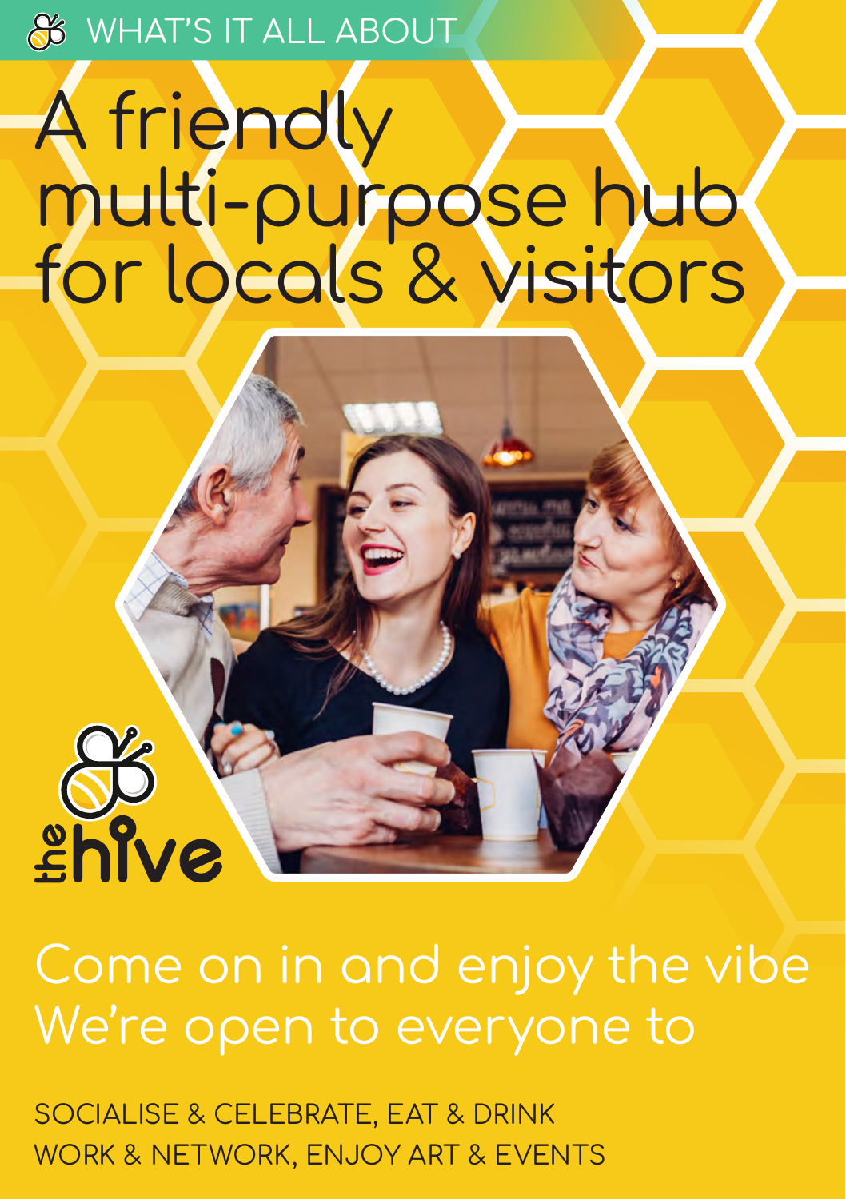WHAT'S IT ALL ABOUT

# A friendly multi-purpose hub for locals & visitors

the hive

## Come on in and enjoy the vibe We're open to everyone to

SOCIALISE & CELEBRATE, EAT & DRINK
WORK & NETWORK, ENJOY ART & EVENTS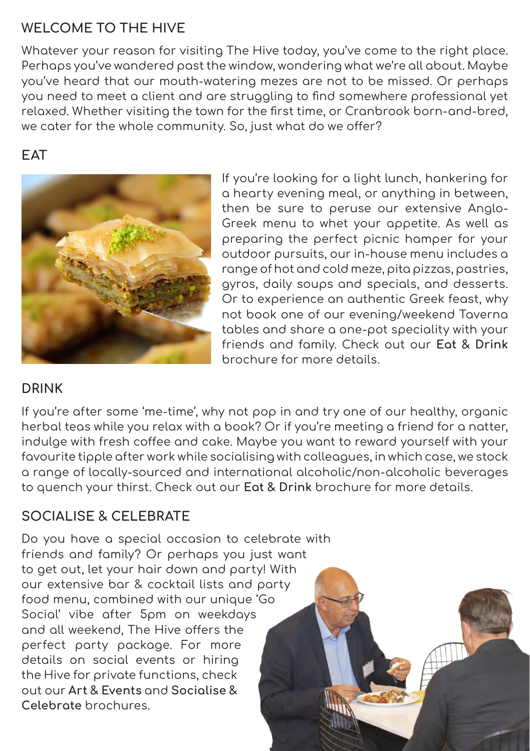## WELCOME TO THE HIVE

Whatever your reason for visiting The Hive today, you've come to the right place. Perhaps you've wandered past the window, wondering what we're all about. Maybe you've heard that our mouth-watering mezes are not to be missed. Or perhaps you need to meet a client and are struggling to find somewhere professional yet relaxed. Whether visiting the town for the first time, or Cranbrook born-and-bred, we cater for the whole community. So, just what do we offer?

## EAT

If you're looking for a light lunch, hankering for a hearty evening meal, or anything in between, then be sure to peruse our extensive Anglo-Greek menu to whet your appetite. As well as preparing the perfect picnic hamper for your outdoor pursuits, our in-house menu includes a range of hot and cold meze, pita pizzas, pastries, gyros, daily soups and specials, and desserts. Or to experience an authentic Greek feast, why not book one of our evening/weekend Taverna tables and share a one-pot speciality with your friends and family. Check out our **Eat & Drink** brochure for more details.

## DRINK

If you're after some 'me-time', why not pop in and try one of our healthy, organic herbal teas while you relax with a book? Or if you're meeting a friend for a natter, indulge with fresh coffee and cake. Maybe you want to reward yourself with your favourite tipple after work while socialising with colleagues, in which case, we stock a range of locally-sourced and international alcoholic/non-alcoholic beverages to quench your thirst. Check out our **Eat & Drink** brochure for more details.

## SOCIALISE & CELEBRATE

Do you have a special occasion to celebrate with friends and family? Or perhaps you just want to get out, let your hair down and party! With our extensive bar & cocktail lists and party food menu, combined with our unique 'Go Social' vibe after 5pm on weekdays and all weekend, The Hive offers the perfect party package. For more details on social events or hiring the Hive for private functions, check out our **Art & Events** and **Socialise & Celebrate** brochures.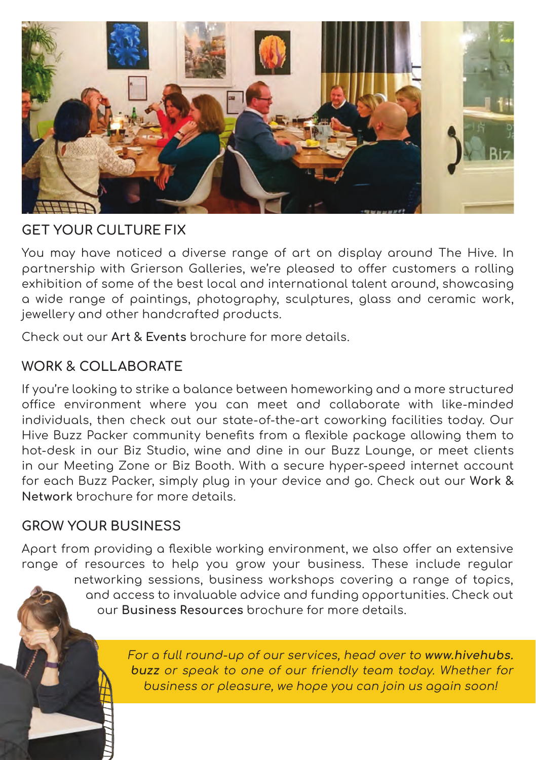## GET YOUR CULTURE FIX

You may have noticed a diverse range of art on display around The Hive. In partnership with Grierson Galleries, we're pleased to offer customers a rolling exhibition of some of the best local and international talent around, showcasing a wide range of paintings, photography, sculptures, glass and ceramic work, jewellery and other handcrafted products.

Check out our **Art & Events** brochure for more details.

## WORK & COLLABORATE

If you're looking to strike a balance between homeworking and a more structured office environment where you can meet and collaborate with like-minded individuals, then check out our state-of-the-art coworking facilities today. Our Hive Buzz Packer community benefits from a flexible package allowing them to hot-desk in our Biz Studio, wine and dine in our Buzz Lounge, or meet clients in our Meeting Zone or Biz Booth. With a secure hyper-speed internet account for each Buzz Packer, simply plug in your device and go. Check out our **Work & Network** brochure for more details.

## GROW YOUR BUSINESS

Apart from providing a flexible working environment, we also offer an extensive range of resources to help you grow your business. These include regular networking sessions, business workshops covering a range of topics, and access to invaluable advice and funding opportunities. Check out our **Business Resources** brochure for more details.

*For a full round-up of our services, head over to **www.hivehubs.buzz** or speak to one of our friendly team today. Whether for business or pleasure, we hope you can join us again soon!*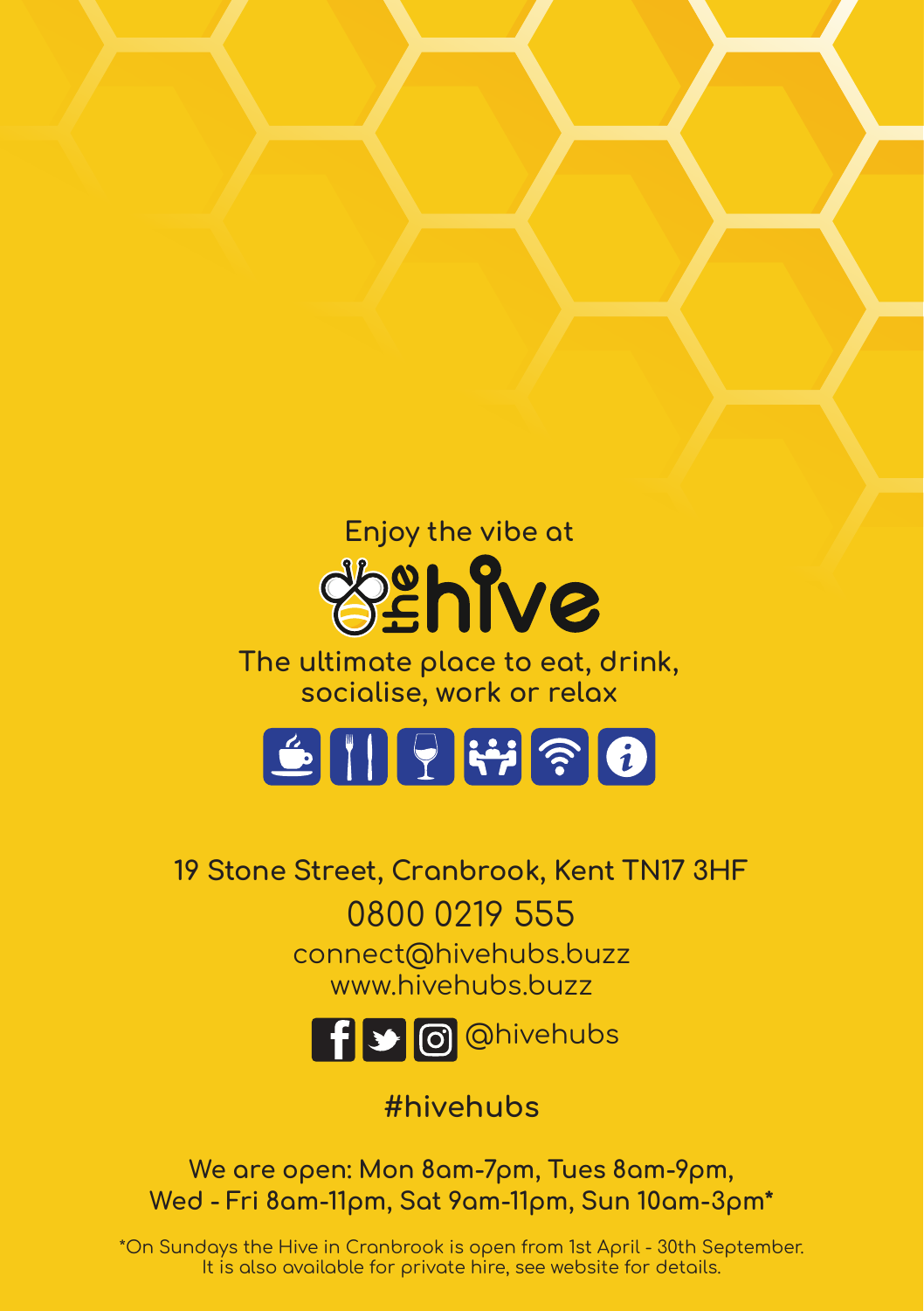Enjoy the vibe at

# the hive

**The ultimate place to eat, drink, socialise, work or relax**

**19 Stone Street, Cranbrook, Kent TN17 3HF**

0800 0219 555

connect@hivehubs.buzz

www.hivehubs.buzz

@hivehubs

**#hivehubs**

**We are open: Mon 8am-7pm, Tues 8am-9pm, Wed - Fri 8am-11pm, Sat 9am-11pm, Sun 10am-3pm***

*On Sundays the Hive in Cranbrook is open from 1st April - 30th September. It is also available for private hire, see website for details.